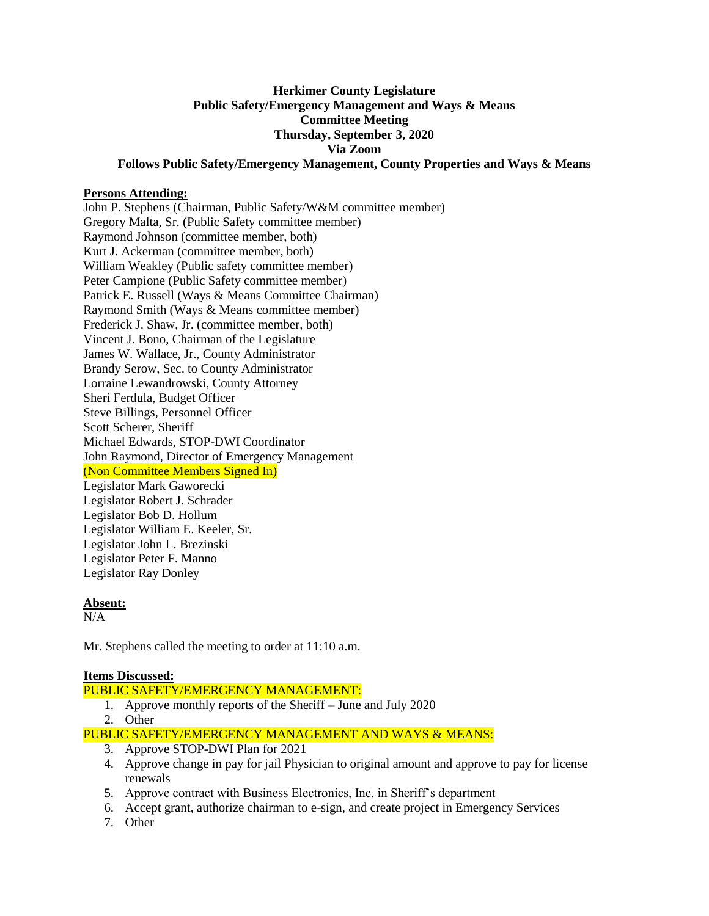**Herkimer County Legislature**
**Public Safety/Emergency Management and Ways & Means**
**Committee Meeting**
**Thursday, September 3, 2020**
**Via Zoom**
**Follows Public Safety/Emergency Management, County Properties and Ways & Means**

**Persons Attending:**

John P. Stephens (Chairman, Public Safety/W&M committee member)
Gregory Malta, Sr. (Public Safety committee member)
Raymond Johnson (committee member, both)
Kurt J. Ackerman (committee member, both)
William Weakley (Public safety committee member)
Peter Campione (Public Safety committee member)
Patrick E. Russell (Ways & Means Committee Chairman)
Raymond Smith (Ways & Means committee member)
Frederick J. Shaw, Jr. (committee member, both)
Vincent J. Bono, Chairman of the Legislature
James W. Wallace, Jr., County Administrator
Brandy Serow, Sec. to County Administrator
Lorraine Lewandrowski, County Attorney
Sheri Ferdula, Budget Officer
Steve Billings, Personnel Officer
Scott Scherer, Sheriff
Michael Edwards, STOP-DWI Coordinator
John Raymond, Director of Emergency Management
(Non Committee Members Signed In)
Legislator Mark Gaworecki
Legislator Robert J. Schrader
Legislator Bob D. Hollum
Legislator William E. Keeler, Sr.
Legislator John L. Brezinski
Legislator Peter F. Manno
Legislator Ray Donley

**Absent:**

N/A

Mr. Stephens called the meeting to order at 11:10 a.m.

**Items Discussed:**

PUBLIC SAFETY/EMERGENCY MANAGEMENT:

1. Approve monthly reports of the Sheriff – June and July 2020
2. Other

PUBLIC SAFETY/EMERGENCY MANAGEMENT AND WAYS & MEANS:

3. Approve STOP-DWI Plan for 2021
4. Approve change in pay for jail Physician to original amount and approve to pay for license renewals
5. Approve contract with Business Electronics, Inc. in Sheriff's department
6. Accept grant, authorize chairman to e-sign, and create project in Emergency Services
7. Other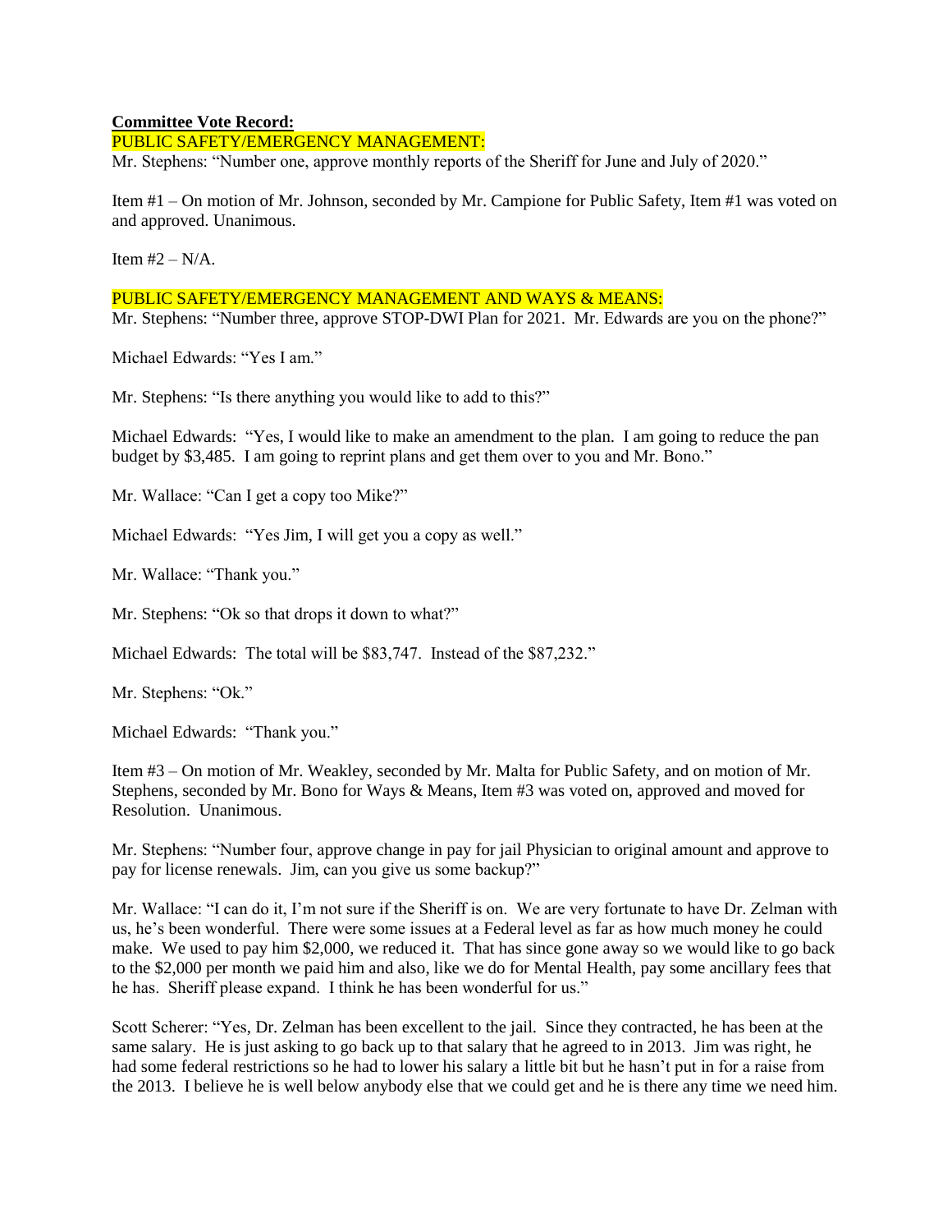**Committee Vote Record:**

PUBLIC SAFETY/EMERGENCY MANAGEMENT:

Mr. Stephens: "Number one, approve monthly reports of the Sheriff for June and July of 2020."

Item #1 – On motion of Mr. Johnson, seconded by Mr. Campione for Public Safety, Item #1 was voted on and approved. Unanimous.

Item #2 – N/A.

PUBLIC SAFETY/EMERGENCY MANAGEMENT AND WAYS & MEANS:

Mr. Stephens: "Number three, approve STOP-DWI Plan for 2021. Mr. Edwards are you on the phone?"

Michael Edwards: "Yes I am."

Mr. Stephens: "Is there anything you would like to add to this?"

Michael Edwards: "Yes, I would like to make an amendment to the plan. I am going to reduce the pan budget by $3,485. I am going to reprint plans and get them over to you and Mr. Bono."

Mr. Wallace: "Can I get a copy too Mike?"

Michael Edwards: "Yes Jim, I will get you a copy as well."

Mr. Wallace: "Thank you."

Mr. Stephens: "Ok so that drops it down to what?"

Michael Edwards: The total will be $83,747. Instead of the $87,232."

Mr. Stephens: "Ok."

Michael Edwards: "Thank you."

Item #3 – On motion of Mr. Weakley, seconded by Mr. Malta for Public Safety, and on motion of Mr. Stephens, seconded by Mr. Bono for Ways & Means, Item #3 was voted on, approved and moved for Resolution. Unanimous.

Mr. Stephens: "Number four, approve change in pay for jail Physician to original amount and approve to pay for license renewals. Jim, can you give us some backup?"

Mr. Wallace: "I can do it, I'm not sure if the Sheriff is on. We are very fortunate to have Dr. Zelman with us, he's been wonderful. There were some issues at a Federal level as far as how much money he could make. We used to pay him $2,000, we reduced it. That has since gone away so we would like to go back to the $2,000 per month we paid him and also, like we do for Mental Health, pay some ancillary fees that he has. Sheriff please expand. I think he has been wonderful for us."

Scott Scherer: "Yes, Dr. Zelman has been excellent to the jail. Since they contracted, he has been at the same salary. He is just asking to go back up to that salary that he agreed to in 2013. Jim was right, he had some federal restrictions so he had to lower his salary a little bit but he hasn't put in for a raise from the 2013. I believe he is well below anybody else that we could get and he is there any time we need him.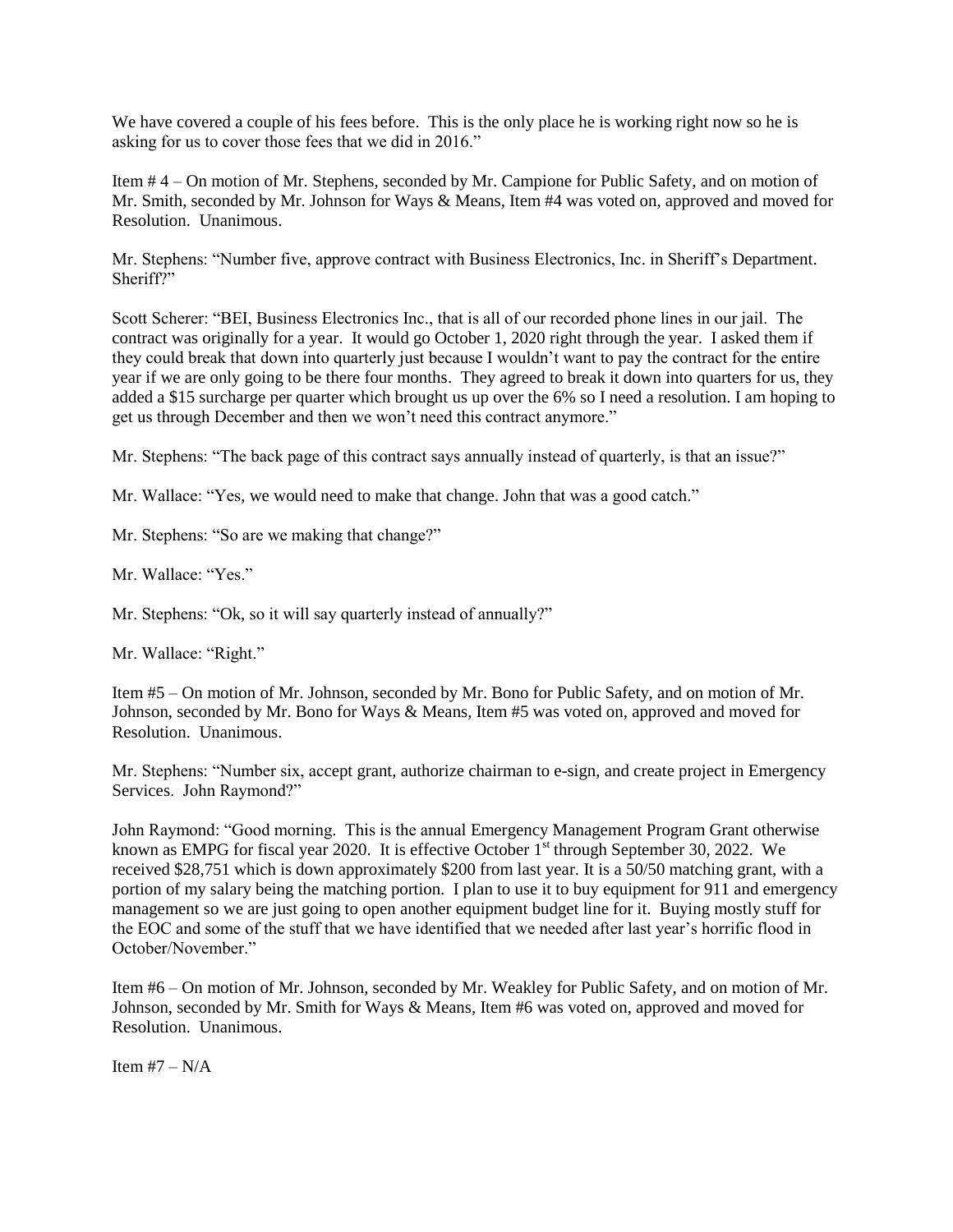We have covered a couple of his fees before. This is the only place he is working right now so he is asking for us to cover those fees that we did in 2016."

Item # 4 – On motion of Mr. Stephens, seconded by Mr. Campione for Public Safety, and on motion of Mr. Smith, seconded by Mr. Johnson for Ways & Means, Item #4 was voted on, approved and moved for Resolution. Unanimous.

Mr. Stephens: "Number five, approve contract with Business Electronics, Inc. in Sheriff's Department. Sheriff?"

Scott Scherer: "BEI, Business Electronics Inc., that is all of our recorded phone lines in our jail. The contract was originally for a year. It would go October 1, 2020 right through the year. I asked them if they could break that down into quarterly just because I wouldn't want to pay the contract for the entire year if we are only going to be there four months. They agreed to break it down into quarters for us, they added a $15 surcharge per quarter which brought us up over the 6% so I need a resolution. I am hoping to get us through December and then we won't need this contract anymore."

Mr. Stephens: "The back page of this contract says annually instead of quarterly, is that an issue?"

Mr. Wallace: "Yes, we would need to make that change. John that was a good catch."

Mr. Stephens: "So are we making that change?"

Mr. Wallace: "Yes."

Mr. Stephens: "Ok, so it will say quarterly instead of annually?"

Mr. Wallace: "Right."

Item #5 – On motion of Mr. Johnson, seconded by Mr. Bono for Public Safety, and on motion of Mr. Johnson, seconded by Mr. Bono for Ways & Means, Item #5 was voted on, approved and moved for Resolution. Unanimous.

Mr. Stephens: "Number six, accept grant, authorize chairman to e-sign, and create project in Emergency Services. John Raymond?"

John Raymond: "Good morning. This is the annual Emergency Management Program Grant otherwise known as EMPG for fiscal year 2020. It is effective October 1st through September 30, 2022. We received $28,751 which is down approximately $200 from last year. It is a 50/50 matching grant, with a portion of my salary being the matching portion. I plan to use it to buy equipment for 911 and emergency management so we are just going to open another equipment budget line for it. Buying mostly stuff for the EOC and some of the stuff that we have identified that we needed after last year's horrific flood in October/November."

Item #6 – On motion of Mr. Johnson, seconded by Mr. Weakley for Public Safety, and on motion of Mr. Johnson, seconded by Mr. Smith for Ways & Means, Item #6 was voted on, approved and moved for Resolution. Unanimous.

Item #7 – N/A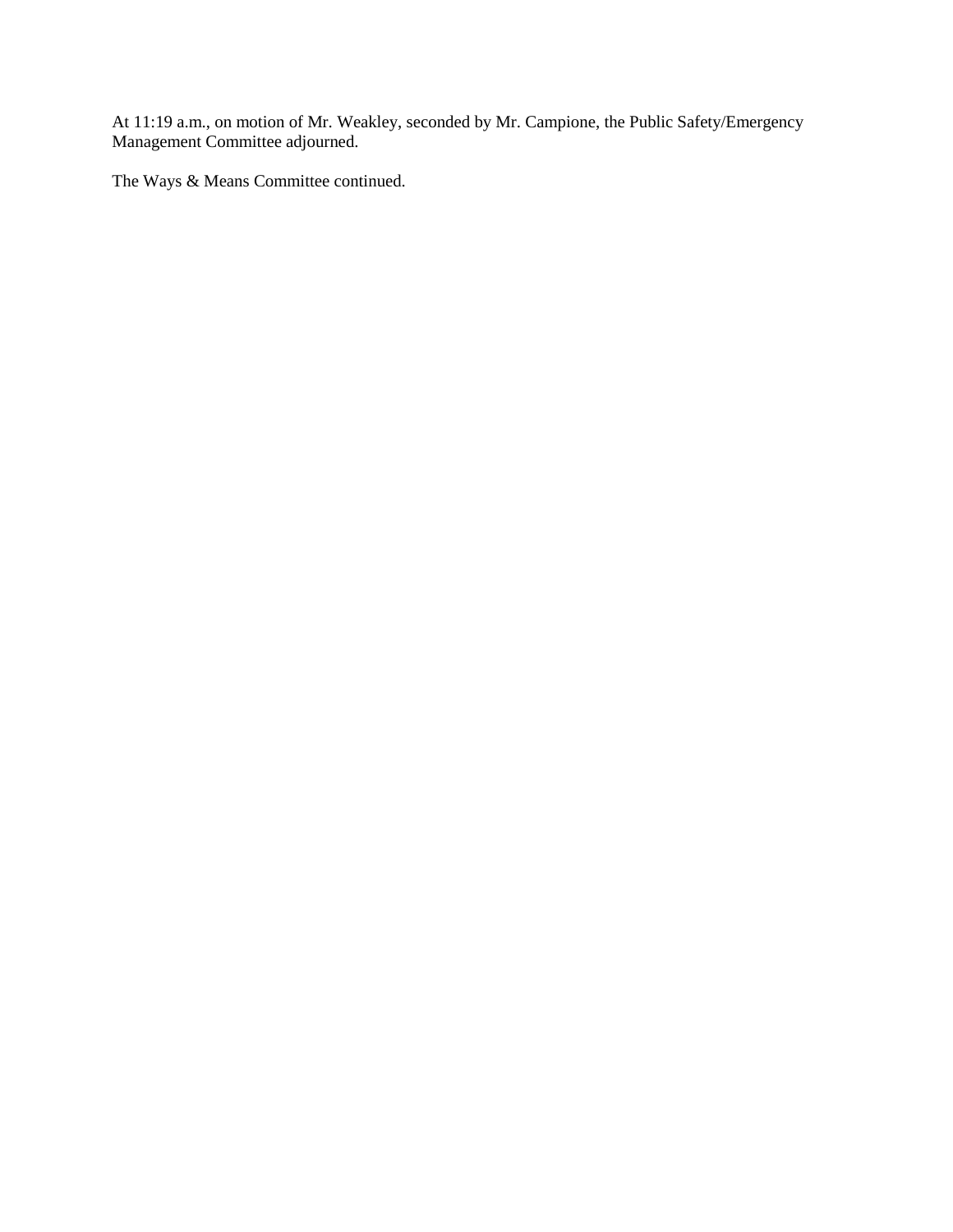At 11:19 a.m., on motion of Mr. Weakley, seconded by Mr. Campione, the Public Safety/Emergency Management Committee adjourned.

The Ways & Means Committee continued.